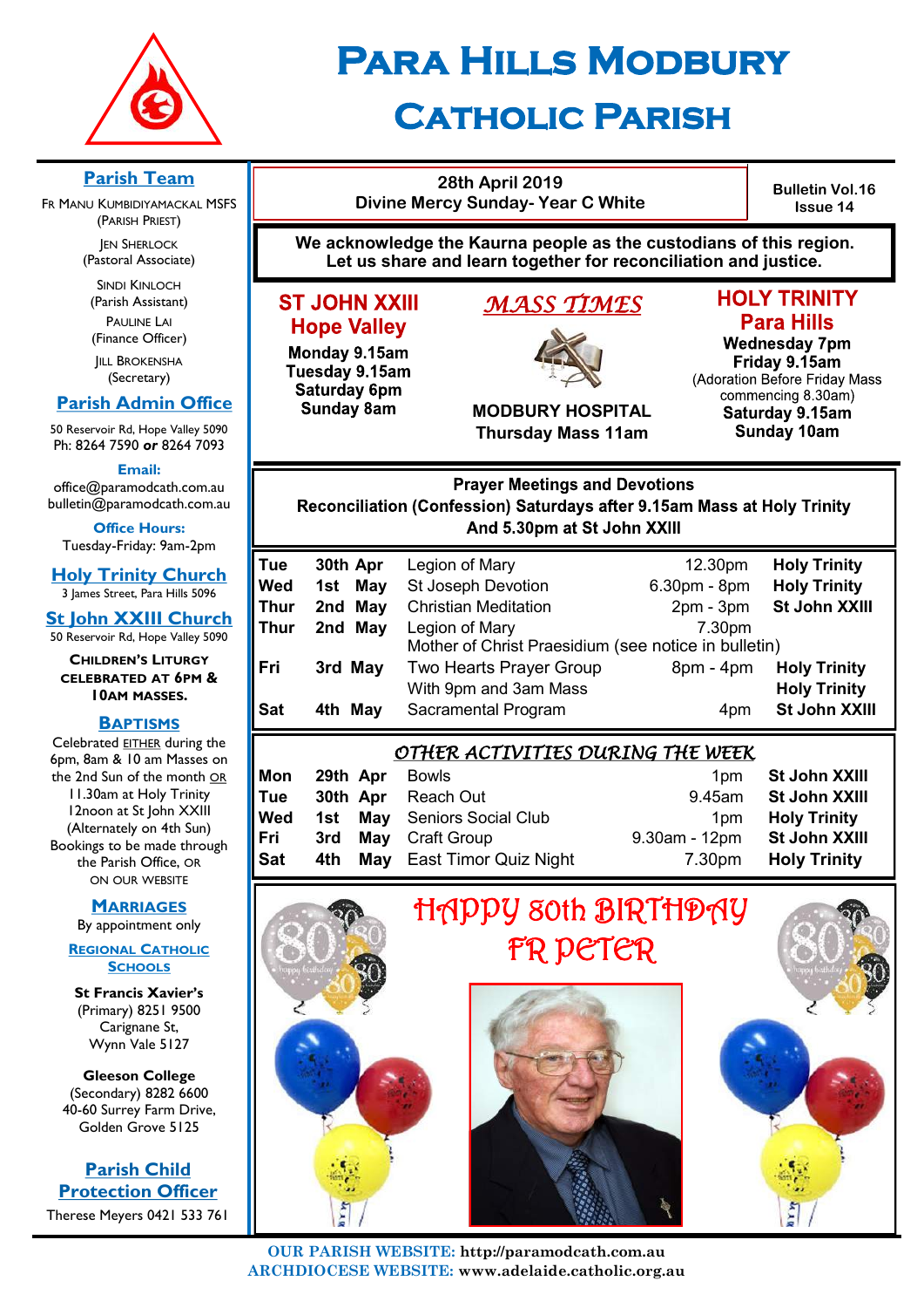# Para Hills Modbury Catholic Parish

## Parish Team

FR MANU KUMBIDIYAMACKAL MSFS
(PARISH PRIEST)

JEN SHERLOCK
(Pastoral Associate)

SINDI KINLOCH
(Parish Assistant)

PAULINE LAI
(Finance Officer)

JILL BROKENSHA
(Secretary)

## Parish Admin Office

50 Reservoir Rd, Hope Valley 5090
Ph: 8264 7590 **or** 8264 7093

**Email:**
office@paramodcath.com.au
bulletin@paramodcath.com.au

**Office Hours:**
Tuesday-Friday: 9am-2pm

## Holy Trinity Church

3 James Street, Para Hills 5096

## St John XXIII Church

50 Reservoir Rd, Hope Valley 5090

**CHILDREN'S LITURGY CELEBRATED AT 6PM & 10AM MASSES.**

## BAPTISMS

Celebrated EITHER during the 6pm, 8am & 10 am Masses on the 2nd Sun of the month OR 11.30am at Holy Trinity 12noon at St John XXIII (Alternately on 4th Sun) Bookings to be made through the Parish Office, OR ON OUR WEBSITE

## MARRIAGES

By appointment only

## REGIONAL CATHOLIC SCHOOLS

**St Francis Xavier's**
(Primary) 8251 9500
Carignane St,
Wynn Vale 5127

**Gleeson College**
(Secondary) 8282 6600
40-60 Surrey Farm Drive,
Golden Grove 5125

## Parish Child Protection Officer

Therese Meyers 0421 533 761

---

**28th April 2019**
**Divine Mercy Sunday- Year C White**

**Bulletin Vol.16 Issue 14**

**We acknowledge the Kaurna people as the custodians of this region. Let us share and learn together for reconciliation and justice.**

## MASS TIMES

**ST JOHN XXIII Hope Valley**
Monday 9.15am
Tuesday 9.15am
Saturday 6pm
Sunday 8am

**MODBURY HOSPITAL**
Thursday Mass 11am

**HOLY TRINITY Para Hills**
Wednesday 7pm
Friday 9.15am
(Adoration Before Friday Mass commencing 8.30am)
Saturday 9.15am
Sunday 10am

## Prayer Meetings and Devotions

**Reconciliation (Confession) Saturdays after 9.15am Mass at Holy Trinity And 5.30pm at St John XXIII**

| Day | Date | Activity | Time | Location |
|---|---|---|---|---|
| Tue | 30th Apr | Legion of Mary | 12.30pm | Holy Trinity |
| Wed | 1st May | St Joseph Devotion | 6.30pm - 8pm | Holy Trinity |
| Thur | 2nd May | Christian Meditation | 2pm - 3pm | St John XXIII |
| Thur | 2nd May | Legion of Mary<br>Mother of Christ Praesidium (see notice in bulletin) | 7.30pm | |
| Fri | 3rd May | Two Hearts Prayer Group<br>With 9pm and 3am Mass | 8pm - 4pm | Holy Trinity<br>Holy Trinity |
| Sat | 4th May | Sacramental Program | 4pm | St John XXIII |

## OTHER ACTIVITIES DURING THE WEEK

| Day | Date | Activity | Time | Location |
|---|---|---|---|---|
| Mon | 29th Apr | Bowls | 1pm | St John XXIII |
| Tue | 30th Apr | Reach Out | 9.45am | St John XXIII |
| Wed | 1st May | Seniors Social Club | 1pm | Holy Trinity |
| Fri | 3rd May | Craft Group | 9.30am - 12pm | St John XXIII |
| Sat | 4th May | East Timor Quiz Night | 7.30pm | Holy Trinity |

## HAPPY 80th BIRTHDAY FR PETER

**OUR PARISH WEBSITE:** http://paramodcath.com.au
**ARCHDIOCESE WEBSITE:** www.adelaide.catholic.org.au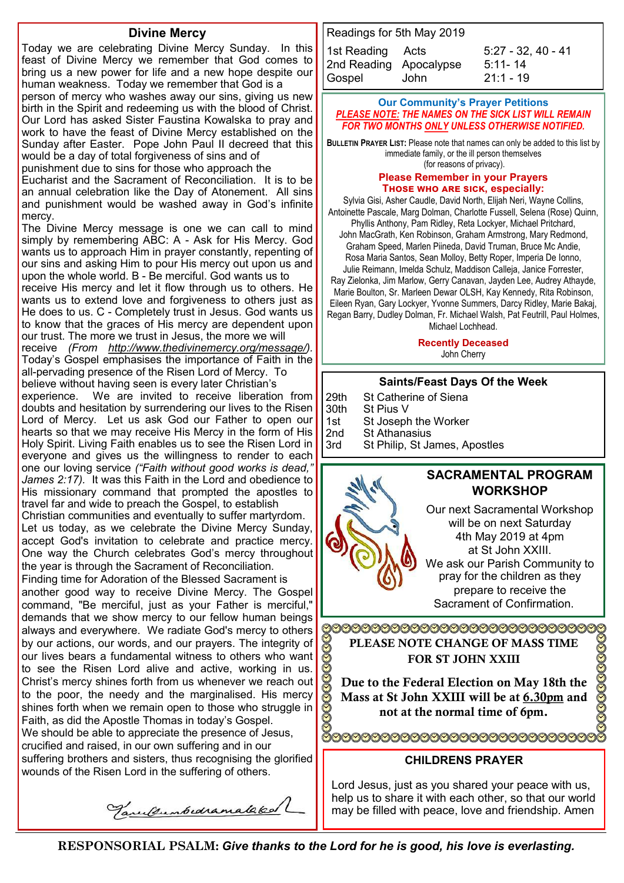## Divine Mercy

Today we are celebrating Divine Mercy Sunday. In this feast of Divine Mercy we remember that God comes to bring us a new power for life and a new hope despite our human weakness. Today we remember that God is a person of mercy who washes away our sins, giving us new birth in the Spirit and redeeming us with the blood of Christ. Our Lord has asked Sister Faustina Kowalska to pray and work to have the feast of Divine Mercy established on the Sunday after Easter. Pope John Paul II decreed that this would be a day of total forgiveness of sins and of punishment due to sins for those who approach the Eucharist and the Sacrament of Reconciliation. It is to be an annual celebration like the Day of Atonement. All sins and punishment would be washed away in God's infinite mercy.

The Divine Mercy message is one we can call to mind simply by remembering ABC: A - Ask for His Mercy. God wants us to approach Him in prayer constantly, repenting of our sins and asking Him to pour His mercy out upon us and upon the whole world. B - Be merciful. God wants us to receive His mercy and let it flow through us to others. He wants us to extend love and forgiveness to others just as He does to us. C - Completely trust in Jesus. God wants us to know that the graces of His mercy are dependent upon our trust. The more we trust in Jesus, the more we will receive *(From http://www.thedivinemercy.org/message/)*.

Today's Gospel emphasises the importance of Faith in the all-pervading presence of the Risen Lord of Mercy. To believe without having seen is every later Christian's experience. We are invited to receive liberation from doubts and hesitation by surrendering our lives to the Risen Lord of Mercy. Let us ask God our Father to open our hearts so that we may receive His Mercy in the form of His Holy Spirit. Living Faith enables us to see the Risen Lord in everyone and gives us the willingness to render to each one our loving service *("Faith without good works is dead," James 2:17)*. It was this Faith in the Lord and obedience to His missionary command that prompted the apostles to travel far and wide to preach the Gospel, to establish Christian communities and eventually to suffer martyrdom.

Let us today, as we celebrate the Divine Mercy Sunday, accept God's invitation to celebrate and practice mercy. One way the Church celebrates God's mercy throughout the year is through the Sacrament of Reconciliation.

Finding time for Adoration of the Blessed Sacrament is another good way to receive Divine Mercy. The Gospel command, "Be merciful, just as your Father is merciful," demands that we show mercy to our fellow human beings always and everywhere. We radiate God's mercy to others by our actions, our words, and our prayers. The integrity of our lives bears a fundamental witness to others who want to see the Risen Lord alive and active, working in us. Christ's mercy shines forth from us whenever we reach out to the poor, the needy and the marginalised. His mercy shines forth when we remain open to those who struggle in Faith, as did the Apostle Thomas in today's Gospel.

We should be able to appreciate the presence of Jesus, crucified and raised, in our own suffering and in our suffering brothers and sisters, thus recognising the glorified wounds of the Risen Lord in the suffering of others.

*Fr. Thumbedramalabed*

---

Readings for 5th May 2019

| | | |
|---|---|---|
| 1st Reading | Acts | 5:27 - 32, 40 - 41 |
| 2nd Reading | Apocalypse | 5:11- 14 |
| Gospel | John | 21:1 - 19 |

### Our Community's Prayer Petitions

***PLEASE NOTE: THE NAMES ON THE SICK LIST WILL REMAIN FOR TWO MONTHS ONLY UNLESS OTHERWISE NOTIFIED.***

**BULLETIN PRAYER LIST:** Please note that names can only be added to this list by immediate family, or the ill person themselves (for reasons of privacy).

**Please Remember in your Prayers**
**THOSE WHO ARE SICK, especially:**

Sylvia Gisi, Asher Caudle, David North, Elijah Neri, Wayne Collins, Antoinette Pascale, Marg Dolman, Charlotte Fussell, Selena (Rose) Quinn, Phyllis Anthony, Pam Ridley, Reta Lockyer, Michael Pritchard, John MacGrath, Ken Robinson, Graham Armstrong, Mary Redmond, Graham Speed, Marlen Piineda, David Truman, Bruce Mc Andie, Rosa Maria Santos, Sean Molloy, Betty Roper, Imperia De Ionno, Julie Reimann, Imelda Schulz, Maddison Calleja, Janice Forrester, Ray Zielonka, Jim Marlow, Gerry Canavan, Jayden Lee, Audrey Athayde, Marie Boulton, Sr. Marleen Dewar OLSH, Kay Kennedy, Rita Robinson, Eileen Ryan, Gary Lockyer, Yvonne Summers, Darcy Ridley, Marie Bakaj, Regan Barry, Dudley Dolman, Fr. Michael Walsh, Pat Feutrill, Paul Holmes, Michael Lochhead.

**Recently Deceased**
John Cherry

### Saints/Feast Days Of the Week

| | |
|---|---|
| 29th | St Catherine of Siena |
| 30th | St Pius V |
| 1st | St Joseph the Worker |
| 2nd | St Athanasius |
| 3rd | St Philip, St James, Apostles |

### SACRAMENTAL PROGRAM WORKSHOP

Our next Sacramental Workshop will be on next Saturday 4th May 2019 at 4pm at St John XXIII.
We ask our Parish Community to pray for the children as they prepare to receive the Sacrament of Confirmation.

### PLEASE NOTE CHANGE OF MASS TIME FOR ST JOHN XXIII

**Due to the Federal Election on May 18th the Mass at St John XXIII will be at 6.30pm and not at the normal time of 6pm.**

### CHILDRENS PRAYER

Lord Jesus, just as you shared your peace with us, help us to share it with each other, so that our world may be filled with peace, love and friendship. Amen

---

**RESPONSORIAL PSALM:** ***Give thanks to the Lord for he is good, his love is everlasting.***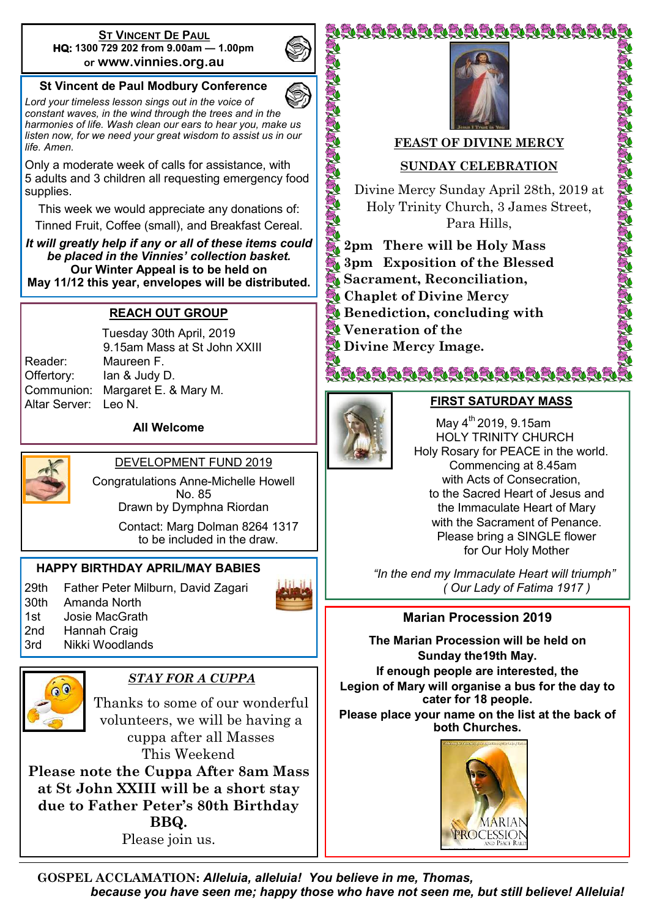## ST VINCENT DE PAUL

**HQ: 1300 729 202 from 9.00am — 1.00pm**
**or www.vinnies.org.au**

### St Vincent de Paul Modbury Conference

*Lord your timeless lesson sings out in the voice of constant waves, in the wind through the trees and in the harmonies of life. Wash clean our ears to hear you, make us listen now, for we need your great wisdom to assist us in our life. Amen.*

Only a moderate week of calls for assistance, with 5 adults and 3 children all requesting emergency food supplies.

This week we would appreciate any donations of: Tinned Fruit, Coffee (small), and Breakfast Cereal.

***It will greatly help if any or all of these items could be placed in the Vinnies' collection basket.***
**Our Winter Appeal is to be held on May 11/12 this year, envelopes will be distributed.**

### REACH OUT GROUP

Tuesday 30th April, 2019
9.15am Mass at St John XXIII

Reader: Maureen F.
Offertory: Ian & Judy D.
Communion: Margaret E. & Mary M.
Altar Server: Leo N.

**All Welcome**

### DEVELOPMENT FUND 2019

Congratulations Anne-Michelle Howell
No. 85
Drawn by Dymphna Riordan

Contact: Marg Dolman 8264 1317
to be included in the draw.

### HAPPY BIRTHDAY APRIL/MAY BABIES

- 29th Father Peter Milburn, David Zagari
- 30th Amanda North
- 1st Josie MacGrath
- 2nd Hannah Craig
- 3rd Nikki Woodlands

### *STAY FOR A CUPPA*

Thanks to some of our wonderful volunteers, we will be having a cuppa after all Masses This Weekend

**Please note the Cuppa After 8am Mass at St John XXIII will be a short stay due to Father Peter's 80th Birthday BBQ.**

Please join us.

### FEAST OF DIVINE MERCY

### SUNDAY CELEBRATION

Divine Mercy Sunday April 28th, 2019 at Holy Trinity Church, 3 James Street, Para Hills,

**2pm There will be Holy Mass**
**3pm Exposition of the Blessed Sacrament, Reconciliation, Chaplet of Divine Mercy Benediction, concluding with Veneration of the Divine Mercy Image.**

### FIRST SATURDAY MASS

May 4th 2019, 9.15am
HOLY TRINITY CHURCH
Holy Rosary for PEACE in the world.
Commencing at 8.45am
with Acts of Consecration,
to the Sacred Heart of Jesus and the Immaculate Heart of Mary
with the Sacrament of Penance.
Please bring a SINGLE flower for Our Holy Mother

*"In the end my Immaculate Heart will triumph" ( Our Lady of Fatima 1917 )*

### Marian Procession 2019

**The Marian Procession will be held on Sunday the19th May.**
**If enough people are interested, the Legion of Mary will organise a bus for the day to cater for 18 people.**
**Please place your name on the list at the back of both Churches.**

**GOSPEL ACCLAMATION:** ***Alleluia, alleluia! You believe in me, Thomas, because you have seen me; happy those who have not seen me, but still believe! Alleluia!***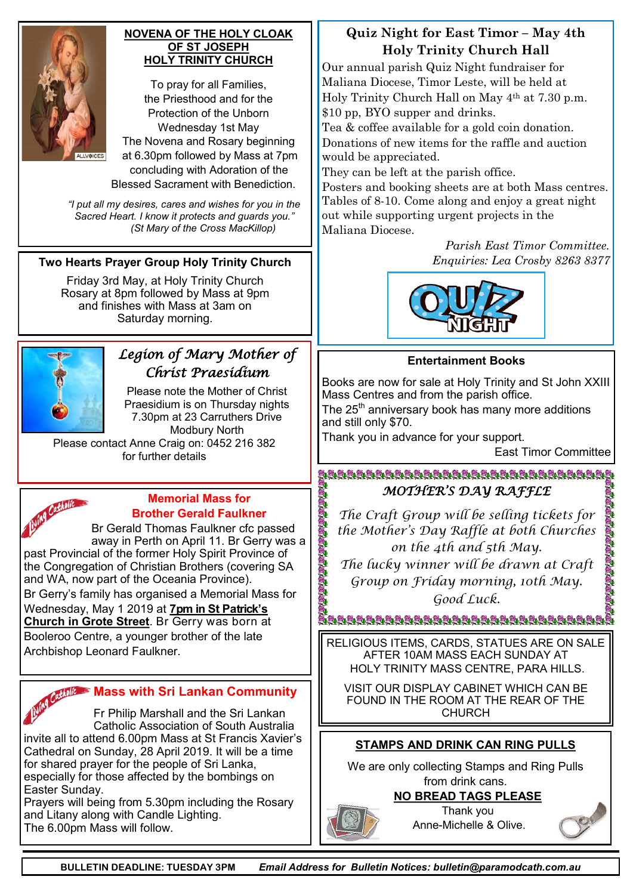## NOVENA OF THE HOLY CLOAK OF ST JOSEPH HOLY TRINITY CHURCH

To pray for all Families, the Priesthood and for the Protection of the Unborn
Wednesday 1st May
The Novena and Rosary beginning at 6.30pm followed by Mass at 7pm concluding with Adoration of the Blessed Sacrament with Benediction.

*"I put all my desires, cares and wishes for you in the Sacred Heart. I know it protects and guards you."*
*(St Mary of the Cross MacKillop)*

## Two Hearts Prayer Group Holy Trinity Church

Friday 3rd May, at Holy Trinity Church
Rosary at 8pm followed by Mass at 9pm and finishes with Mass at 3am on Saturday morning.

## *Legion of Mary Mother of Christ Praesidium*

Please note the Mother of Christ Praesidium is on Thursday nights 7.30pm at 23 Carruthers Drive Modbury North
Please contact Anne Craig on: 0452 216 382 for further details

## Memorial Mass for Brother Gerald Faulkner

Br Gerald Thomas Faulkner cfc passed away in Perth on April 11. Br Gerry was a past Provincial of the former Holy Spirit Province of the Congregation of Christian Brothers (covering SA and WA, now part of the Oceania Province).
Br Gerry's family has organised a Memorial Mass for Wednesday, May 1 2019 at **7pm in St Patrick's Church in Grote Street**. Br Gerry was born at Booleroo Centre, a younger brother of the late Archbishop Leonard Faulkner.

## Mass with Sri Lankan Community

Fr Philip Marshall and the Sri Lankan Catholic Association of South Australia invite all to attend 6.00pm Mass at St Francis Xavier's Cathedral on Sunday, 28 April 2019. It will be a time for shared prayer for the people of Sri Lanka, especially for those affected by the bombings on Easter Sunday.
Prayers will being from 5.30pm including the Rosary and Litany along with Candle Lighting.
The 6.00pm Mass will follow.

## Quiz Night for East Timor – May 4th Holy Trinity Church Hall

Our annual parish Quiz Night fundraiser for Maliana Diocese, Timor Leste, will be held at Holy Trinity Church Hall on May 4th at 7.30 p.m.
$10 pp, BYO supper and drinks.
Tea & coffee available for a gold coin donation.
Donations of new items for the raffle and auction would be appreciated.
They can be left at the parish office.
Posters and booking sheets are at both Mass centres.
Tables of 8-10. Come along and enjoy a great night out while supporting urgent projects in the Maliana Diocese.

*Parish East Timor Committee.*
*Enquiries: Lea Crosby 8263 8377*

## Entertainment Books

Books are now for sale at Holy Trinity and St John XXIII Mass Centres and from the parish office.
The 25th anniversary book has many more additions and still only $70.
Thank you in advance for your support.
East Timor Committee

## *MOTHER'S DAY RAFFLE*

*The Craft Group will be selling tickets for the Mother's Day Raffle at both Churches on the 4th and 5th May.*
*The lucky winner will be drawn at Craft Group on Friday morning, 10th May.*
*Good Luck.*

RELIGIOUS ITEMS, CARDS, STATUES ARE ON SALE AFTER 10AM MASS EACH SUNDAY AT HOLY TRINITY MASS CENTRE, PARA HILLS.

VISIT OUR DISPLAY CABINET WHICH CAN BE FOUND IN THE ROOM AT THE REAR OF THE CHURCH

## STAMPS AND DRINK CAN RING PULLS

We are only collecting Stamps and Ring Pulls from drink cans.
**NO BREAD TAGS PLEASE**
Thank you
Anne-Michelle & Olive.

**BULLETIN DEADLINE: TUESDAY 3PM** ***Email Address for Bulletin Notices: bulletin@paramodcath.com.au***